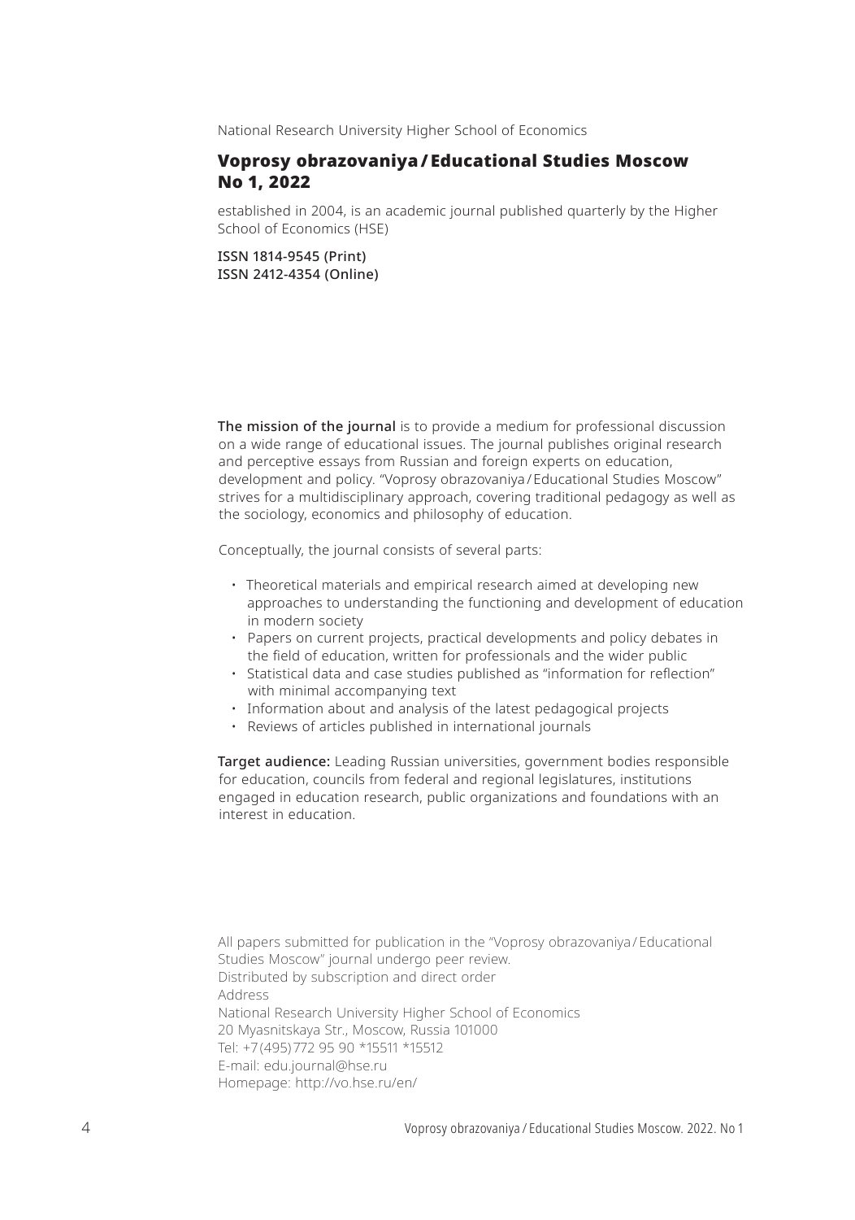National Research University Higher School of Economics

# Voprosy obrazovaniya / Educational Studies Moscow No 1, 2022

established in 2004, is an academic journal published quarterly by the Higher School of Economics (HSE)

ISSN 1814-9545 (Print)
ISSN 2412-4354 (Online)

**The mission of the journal** is to provide a medium for professional discussion on a wide range of educational issues. The journal publishes original research and perceptive essays from Russian and foreign experts on education, development and policy. "Voprosy obrazovaniya / Educational Studies Moscow" strives for a multidisciplinary approach, covering traditional pedagogy as well as the sociology, economics and philosophy of education.

Conceptually, the journal consists of several parts:

- Theoretical materials and empirical research aimed at developing new approaches to understanding the functioning and development of education in modern society
- Papers on current projects, practical developments and policy debates in the field of education, written for professionals and the wider public
- Statistical data and case studies published as "information for reflection" with minimal accompanying text
- Information about and analysis of the latest pedagogical projects
- Reviews of articles published in international journals

**Target audience:** Leading Russian universities, government bodies responsible for education, councils from federal and regional legislatures, institutions engaged in education research, public organizations and foundations with an interest in education.

All papers submitted for publication in the "Voprosy obrazovaniya / Educational Studies Moscow" journal undergo peer review.
Distributed by subscription and direct order
Address
National Research University Higher School of Economics
20 Myasnitskaya Str., Moscow, Russia 101000
Tel: +7 (495) 772 95 90 *15511 *15512
E-mail: edu.journal@hse.ru
Homepage: http://vo.hse.ru/en/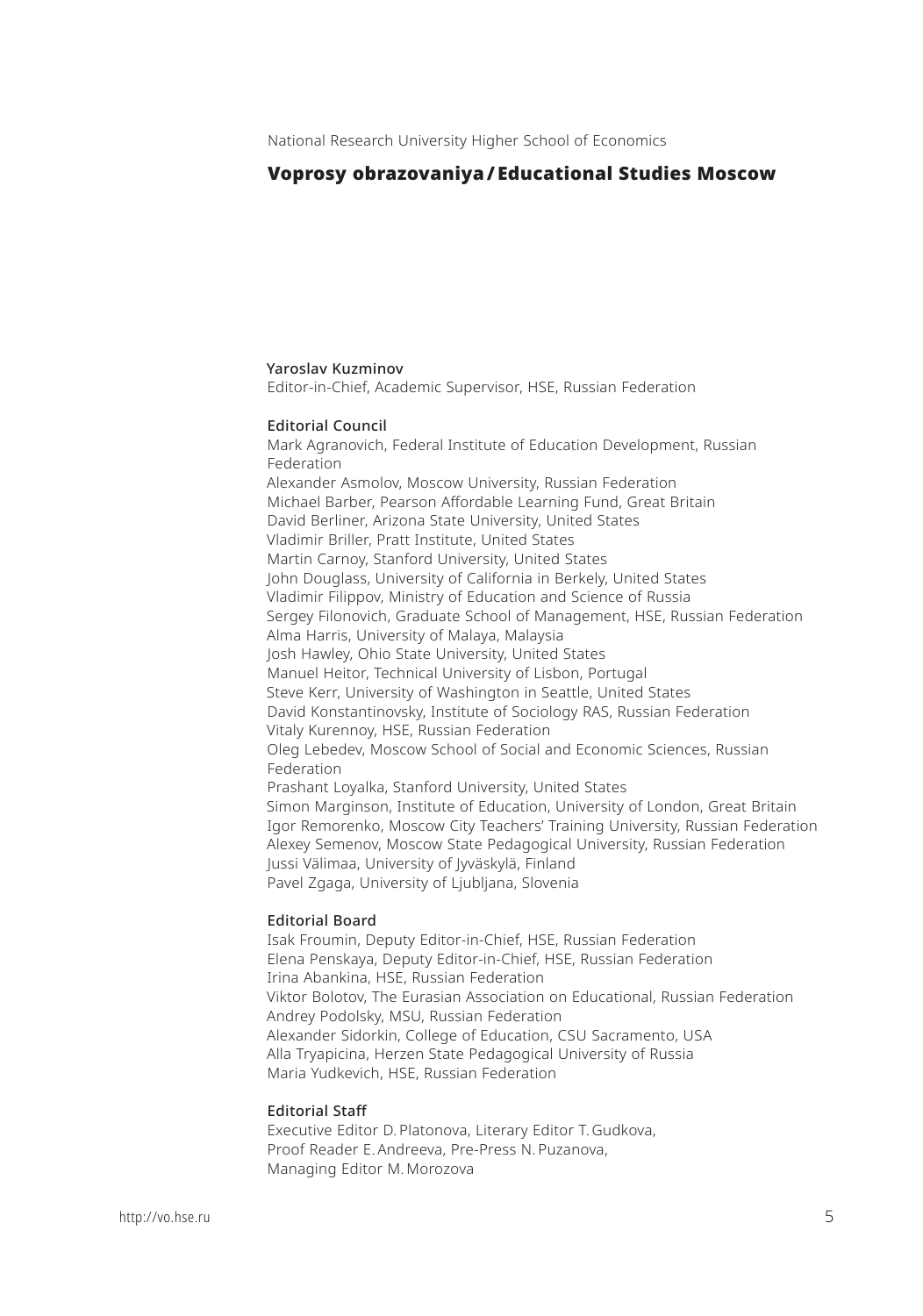National Research University Higher School of Economics

## Voprosy obrazovaniya / Educational Studies Moscow

**Yaroslav Kuzminov**
Editor-in-Chief, Academic Supervisor, HSE, Russian Federation

**Editorial Council**

Mark Agranovich, Federal Institute of Education Development, Russian Federation
Alexander Asmolov, Moscow University, Russian Federation
Michael Barber, Pearson Affordable Learning Fund, Great Britain
David Berliner, Arizona State University, United States
Vladimir Briller, Pratt Institute, United States
Martin Carnoy, Stanford University, United States
John Douglass, University of California in Berkely, United States
Vladimir Filippov, Ministry of Education and Science of Russia
Sergey Filonovich, Graduate School of Management, HSE, Russian Federation
Alma Harris, University of Malaya, Malaysia
Josh Hawley, Ohio State University, United States
Manuel Heitor, Technical University of Lisbon, Portugal
Steve Kerr, University of Washington in Seattle, United States
David Konstantinovsky, Institute of Sociology RAS, Russian Federation
Vitaly Kurennoy, HSE, Russian Federation
Oleg Lebedev, Moscow School of Social and Economic Sciences, Russian Federation
Prashant Loyalka, Stanford University, United States
Simon Marginson, Institute of Education, University of London, Great Britain
Igor Remorenko, Moscow City Teachers' Training University, Russian Federation
Alexey Semenov, Moscow State Pedagogical University, Russian Federation
Jussi Välimaa, University of Jyväskylä, Finland
Pavel Zgaga, University of Ljubljana, Slovenia

**Editorial Board**

Isak Froumin, Deputy Editor-in-Chief, HSE, Russian Federation
Elena Penskaya, Deputy Editor-in-Chief, HSE, Russian Federation
Irina Abankina, HSE, Russian Federation
Viktor Bolotov, The Eurasian Association on Educational, Russian Federation
Andrey Podolsky, MSU, Russian Federation
Alexander Sidorkin, College of Education, CSU Sacramento, USA
Alla Tryapicina, Herzen State Pedagogical University of Russia
Maria Yudkevich, HSE, Russian Federation

**Editorial Staff**

Executive Editor D. Platonova, Literary Editor T. Gudkova,
Proof Reader E. Andreeva, Pre-Press N. Puzanova,
Managing Editor M. Morozova

http://vo.hse.ru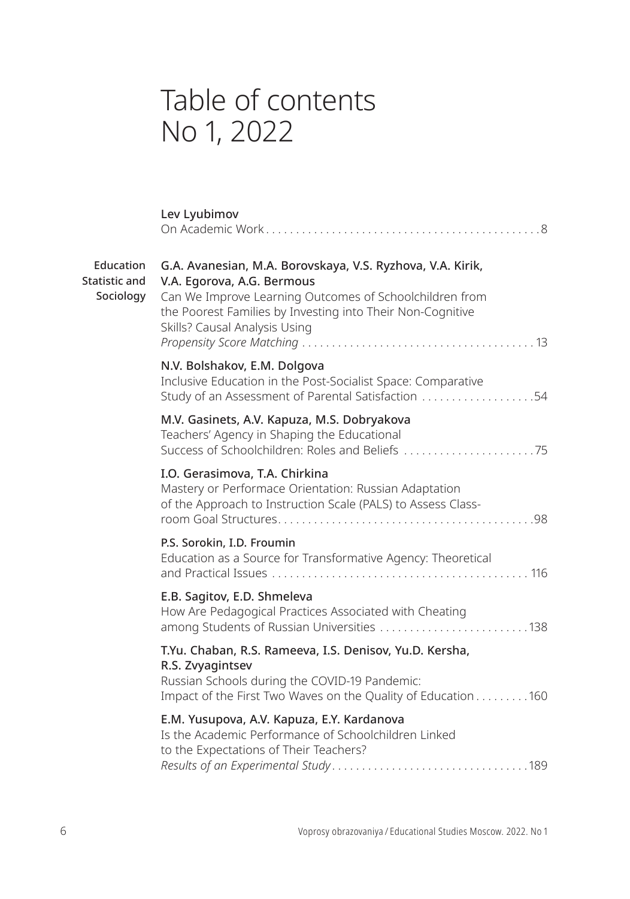# Table of contents
# No 1, 2022

**Lev Lyubimov**
On Academic Work . . . . . . . . . . . . . . . . . . . . . . . . . . . . . . . . . . . . . . . . . . . . . 8

## Education Statistic and Sociology

**G.A. Avanesian, M.A. Borovskaya, V.S. Ryzhova, V.A. Kirik, V.A. Egorova, A.G. Bermous**
Can We Improve Learning Outcomes of Schoolchildren from the Poorest Families by Investing into Their Non-Cognitive Skills? Causal Analysis Using *Propensity Score Matching* . . . . . . . . . . . . . . . . . . . . . . . . . . . . . . . . . . . . . . 13

**N.V. Bolshakov, E.M. Dolgova**
Inclusive Education in the Post-Socialist Space: Comparative Study of an Assessment of Parental Satisfaction . . . . . . . . . . . . . . . . . . .54

**M.V. Gasinets, A.V. Kapuza, M.S. Dobryakova**
Teachers' Agency in Shaping the Educational Success of Schoolchildren: Roles and Beliefs . . . . . . . . . . . . . . . . . . . . . .75

**I.O. Gerasimova, T.A. Chirkina**
Mastery or Performace Orientation: Russian Adaptation of the Approach to Instruction Scale (PALS) to Assess Classroom Goal Structures. . . . . . . . . . . . . . . . . . . . . . . . . . . . . . . . . . . . . . . . . .98

**P.S. Sorokin, I.D. Froumin**
Education as a Source for Transformative Agency: Theoretical and Practical Issues . . . . . . . . . . . . . . . . . . . . . . . . . . . . . . . . . . . . . . . . . . 116

**E.B. Sagitov, E.D. Shmeleva**
How Are Pedagogical Practices Associated with Cheating among Students of Russian Universities . . . . . . . . . . . . . . . . . . . . . . . . .138

**T.Yu. Chaban, R.S. Rameeva, I.S. Denisov, Yu.D. Kersha, R.S. Zvyagintsev**
Russian Schools during the COVID-19 Pandemic: Impact of the First Two Waves on the Quality of Education . . . . . . . . .160

**E.M. Yusupova, A.V. Kapuza, E.Y. Kardanova**
Is the Academic Performance of Schoolchildren Linked to the Expectations of Their Teachers? *Results of an Experimental Study* . . . . . . . . . . . . . . . . . . . . . . . . . . . . . . . . .189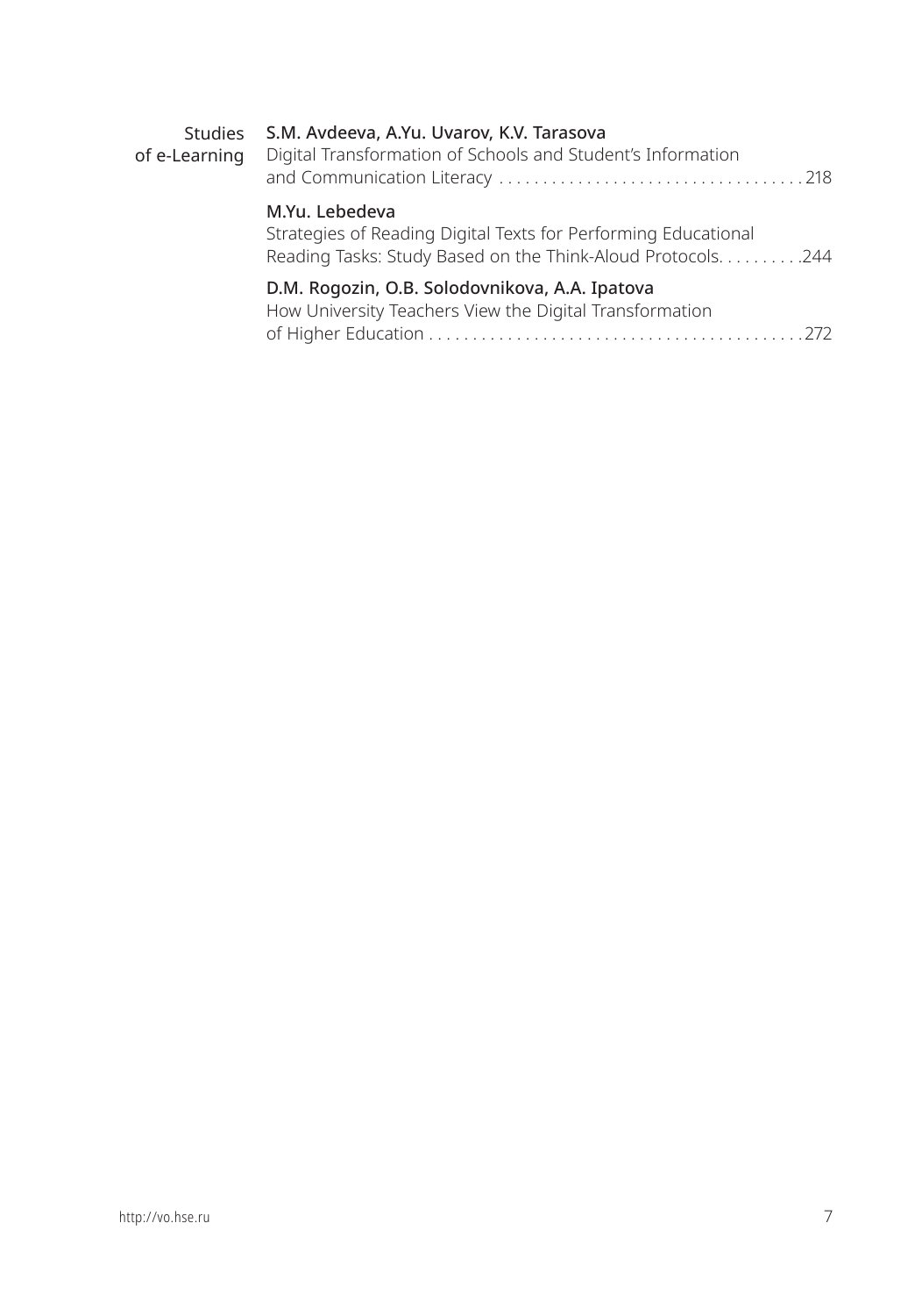**Studies of e-Learning**

**S.M. Avdeeva, A.Yu. Uvarov, K.V. Tarasova**
Digital Transformation of Schools and Student's Information and Communication Literacy . . . . . . . . . . . . . . . . . . . . . . . . . . . . . . . . . . 218

**M.Yu. Lebedeva**
Strategies of Reading Digital Texts for Performing Educational Reading Tasks: Study Based on the Think-Aloud Protocols. . . . . . . . . .244

**D.M. Rogozin, O.B. Solodovnikova, A.A. Ipatova**
How University Teachers View the Digital Transformation of Higher Education . . . . . . . . . . . . . . . . . . . . . . . . . . . . . . . . . . . . . . . . . . .272